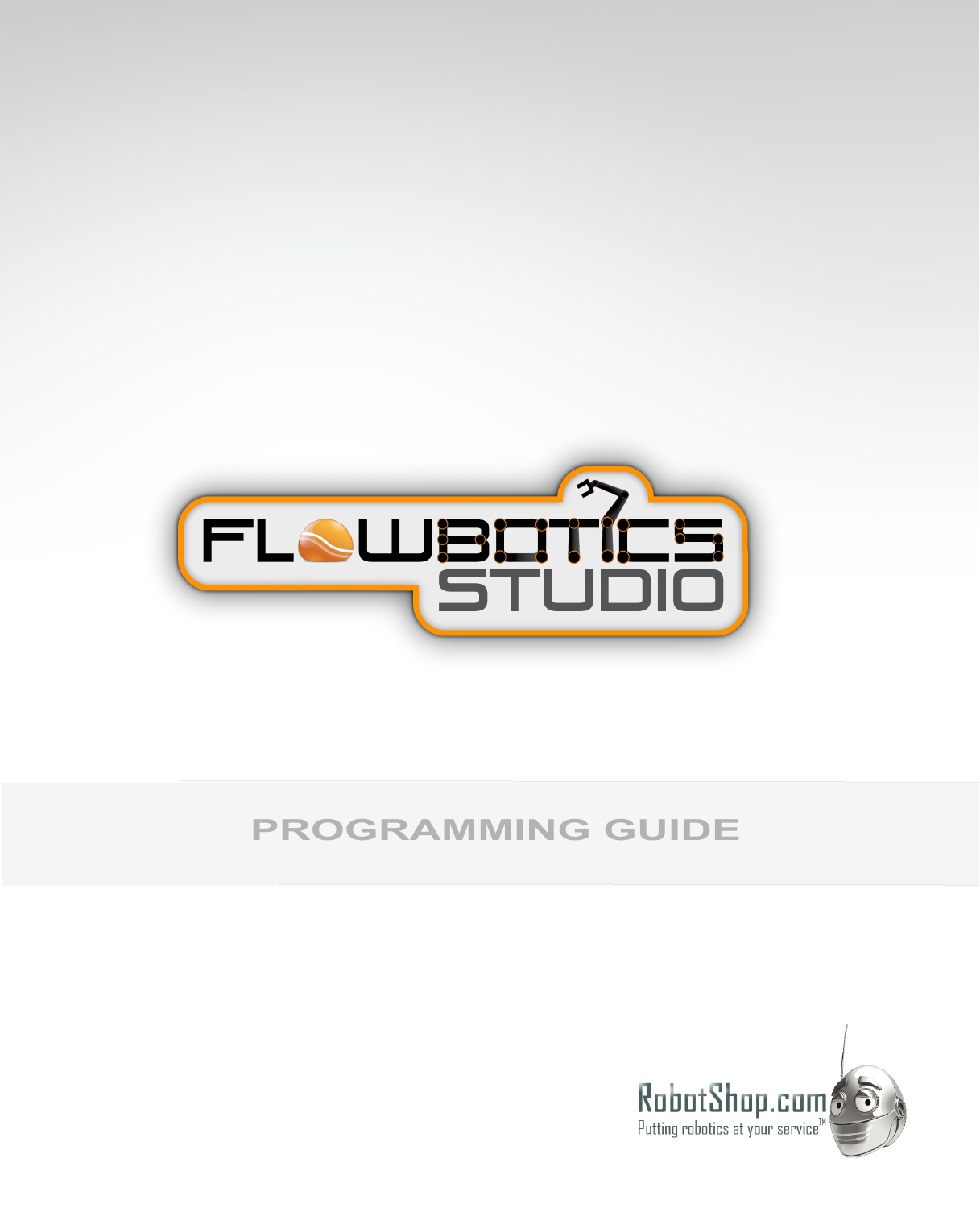# FLOWBOTICS STUDIO

## PROGRAMMING GUIDE

RobotShop.com
Putting robotics at your service™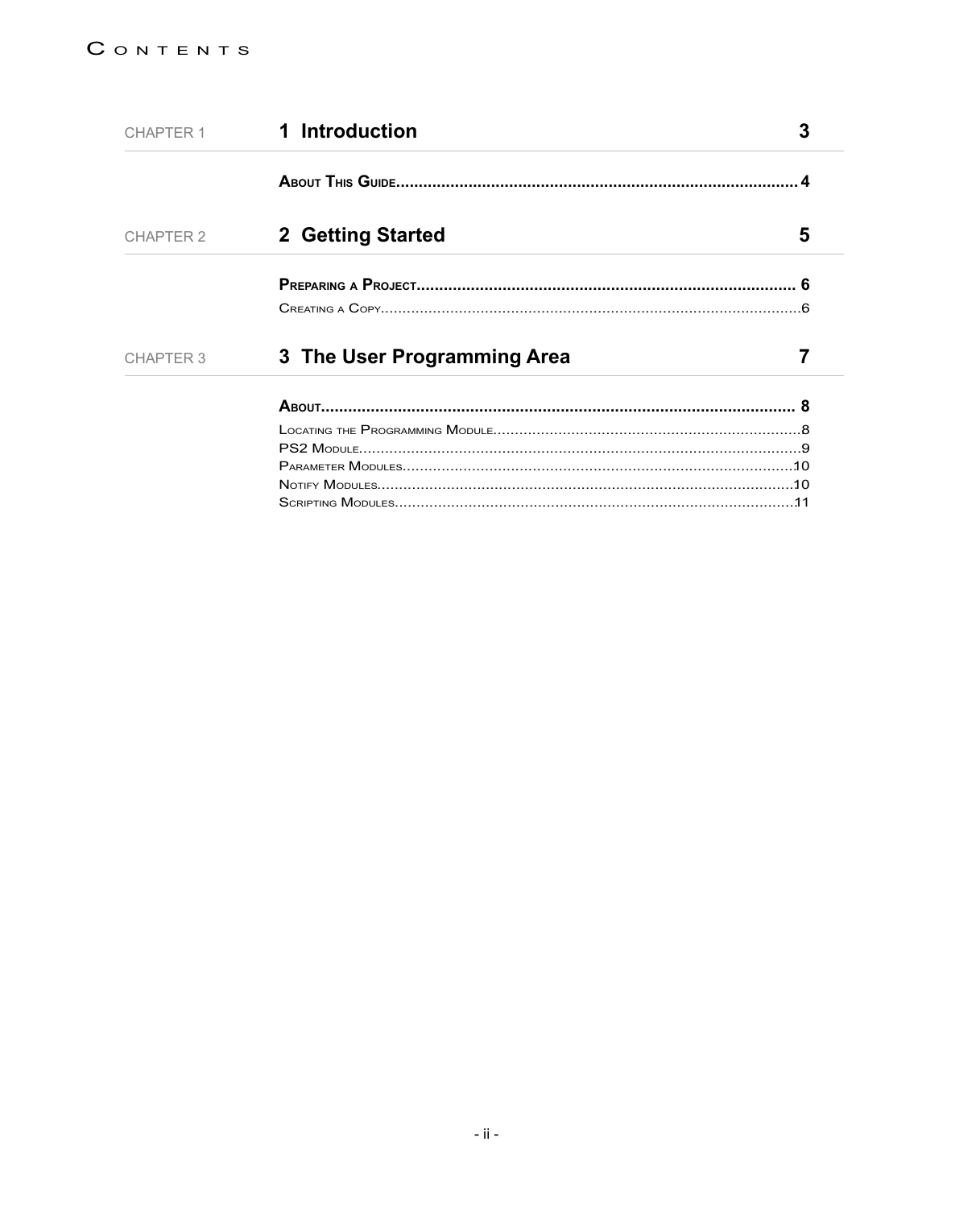# Contents

CHAPTER 1 **1 Introduction** 3

**About This Guide** ........ 4

CHAPTER 2 **2 Getting Started** 5

**Preparing a Project** ........ 6

Creating a Copy ........ 6

CHAPTER 3 **3 The User Programming Area** 7

**About** ........ 8

Locating the Programming Module ........ 8

PS2 Module ........ 9

Parameter Modules ........ 10

Notify Modules ........ 10

Scripting Modules ........ 11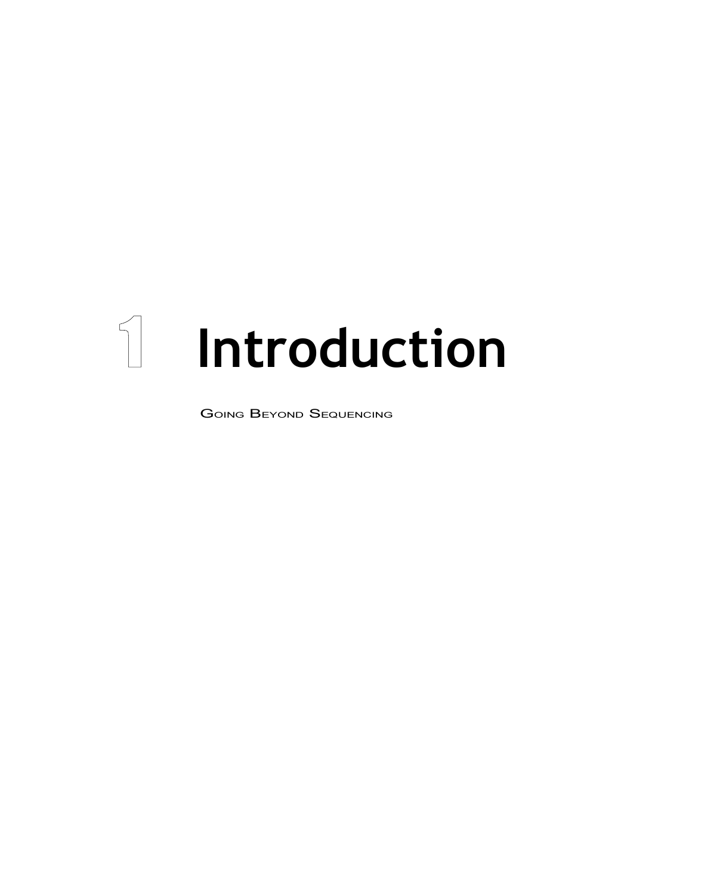# 1 Introduction

Going Beyond Sequencing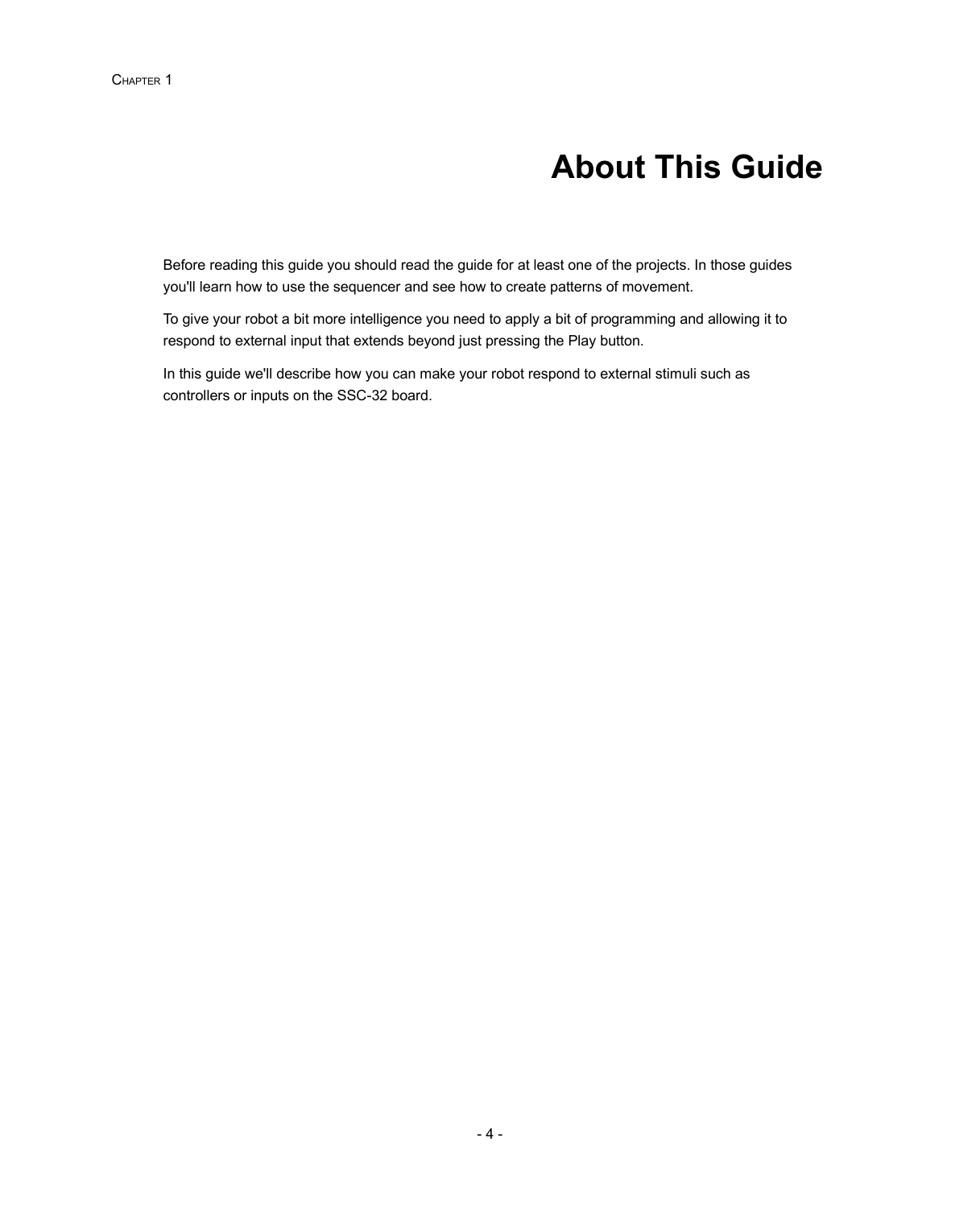Chapter 1

# About This Guide

Before reading this guide you should read the guide for at least one of the projects. In those guides you'll learn how to use the sequencer and see how to create patterns of movement.

To give your robot a bit more intelligence you need to apply a bit of programming and allowing it to respond to external input that extends beyond just pressing the Play button.

In this guide we'll describe how you can make your robot respond to external stimuli such as controllers or inputs on the SSC-32 board.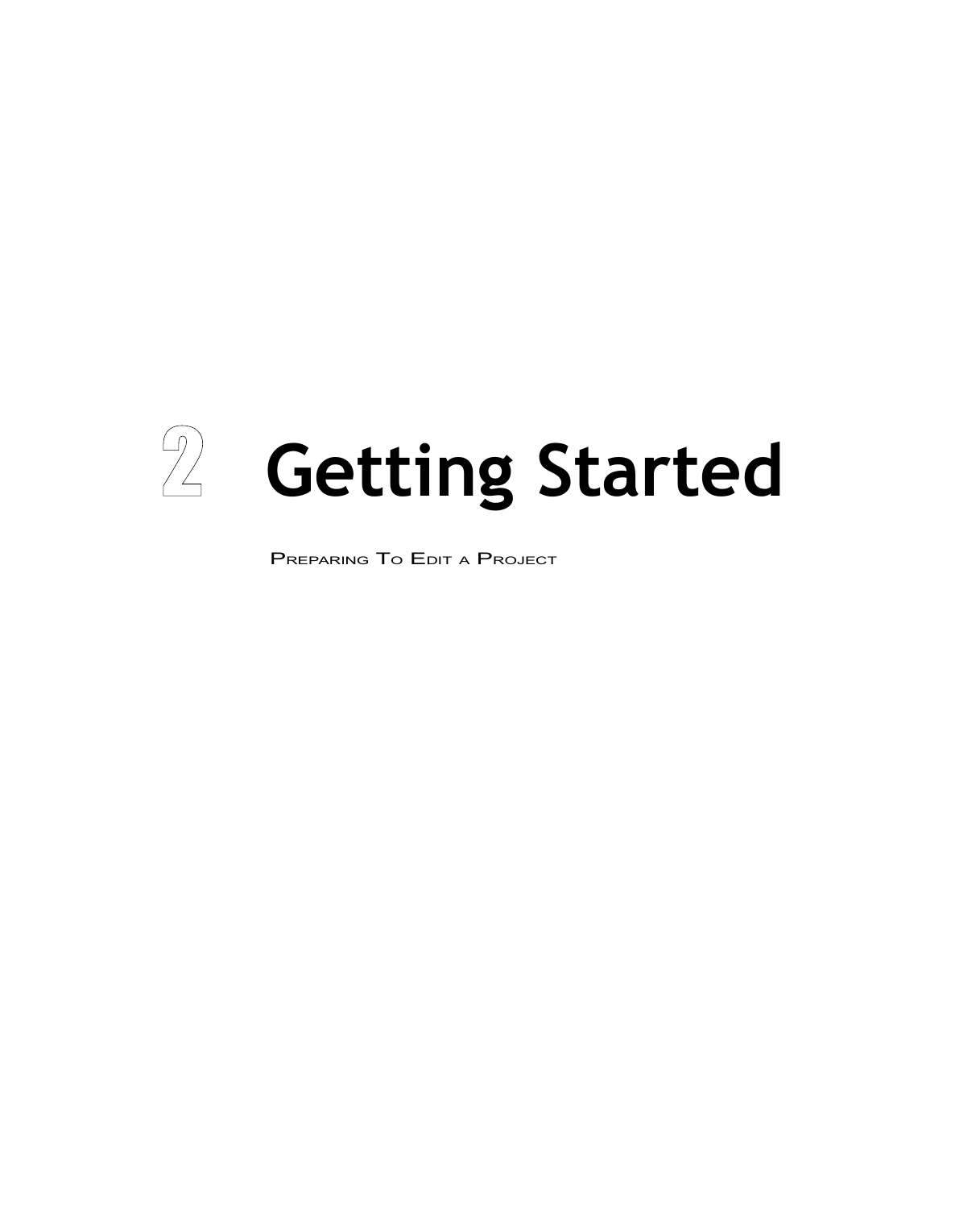# 2 Getting Started

Preparing To Edit a Project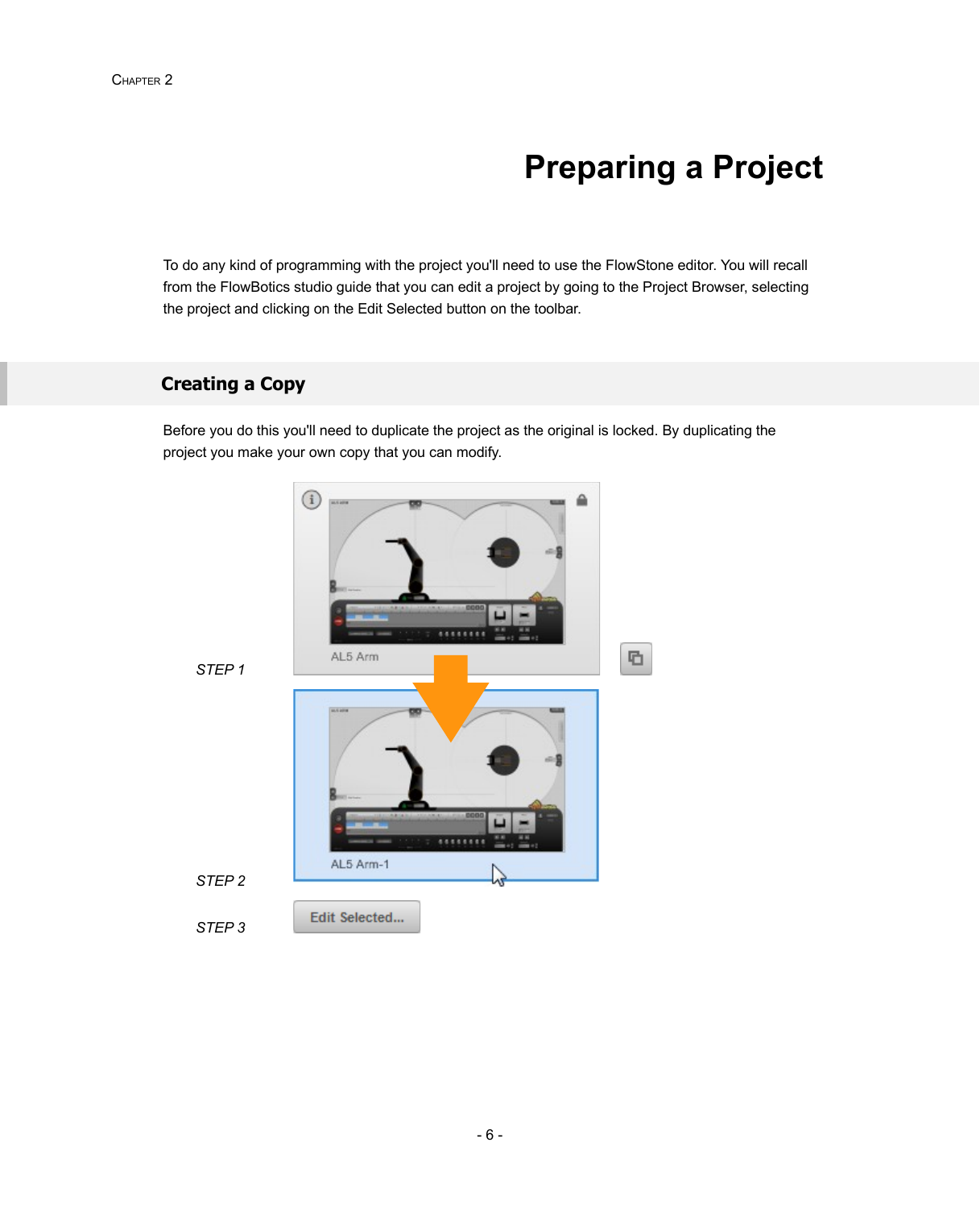# Preparing a Project

To do any kind of programming with the project you'll need to use the FlowStone editor. You will recall from the FlowBotics studio guide that you can edit a project by going to the Project Browser, selecting the project and clicking on the Edit Selected button on the toolbar.

## Creating a Copy

Before you do this you'll need to duplicate the project as the original is locked. By duplicating the project you make your own copy that you can modify.

*STEP 1*

*STEP 2*

*STEP 3*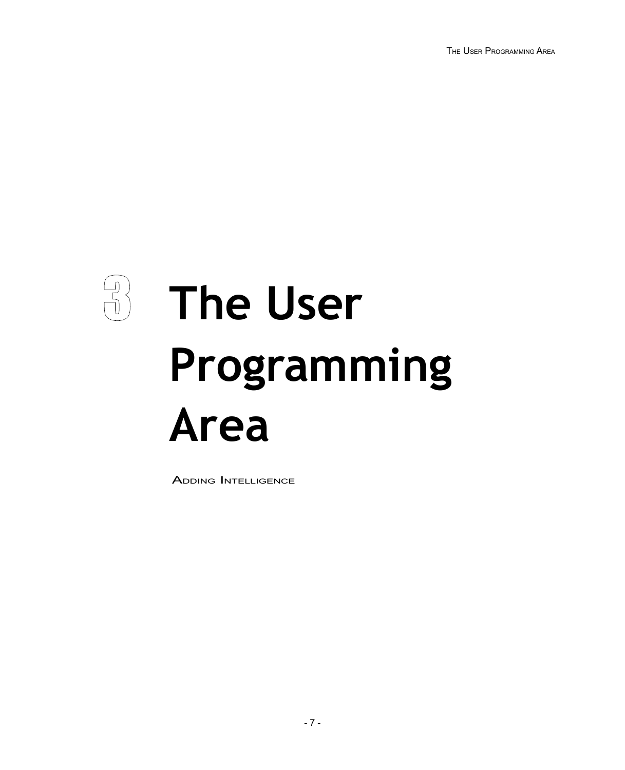# 3 The User Programming Area

ADDING INTELLIGENCE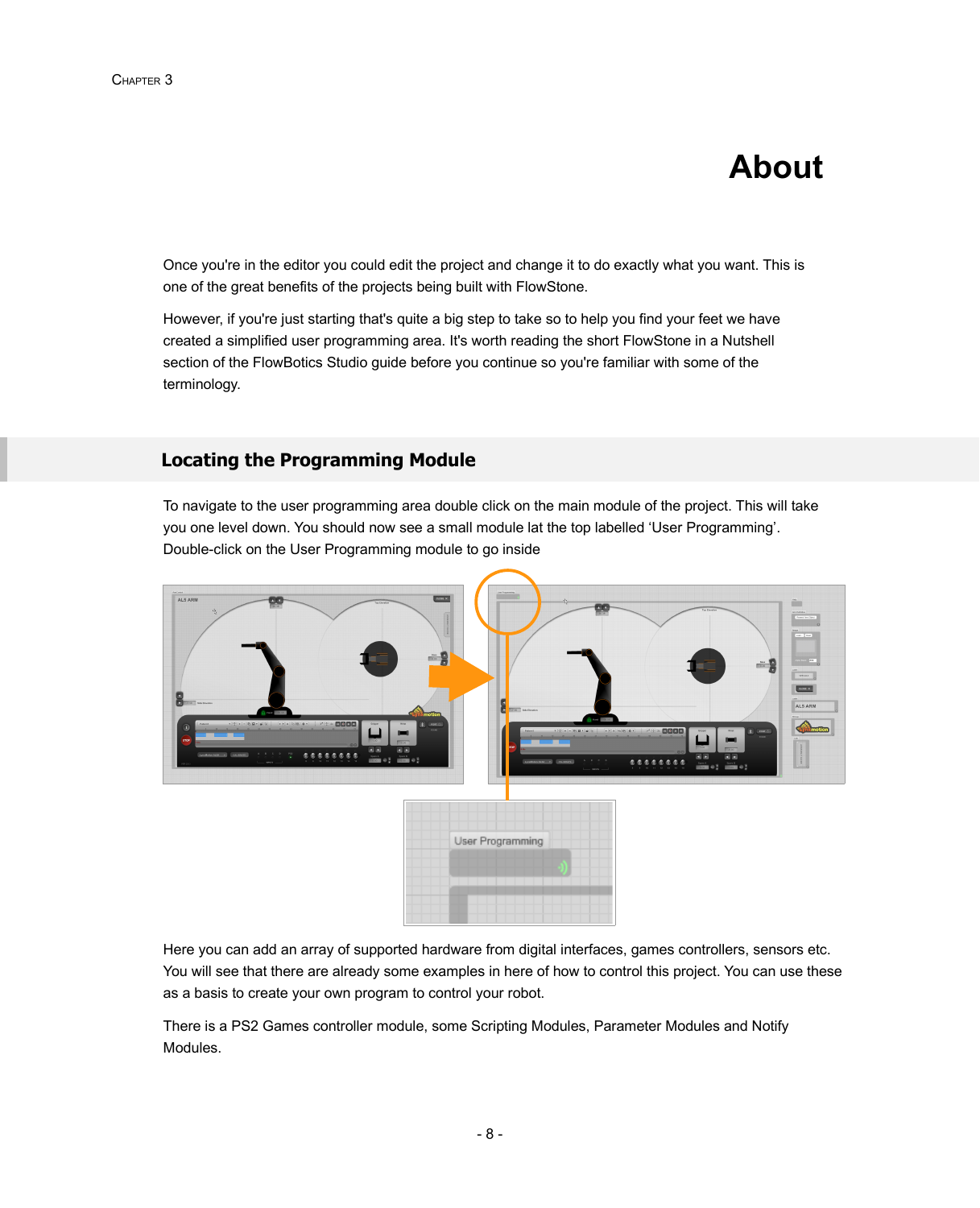# About

Once you're in the editor you could edit the project and change it to do exactly what you want. This is one of the great benefits of the projects being built with FlowStone.

However, if you're just starting that's quite a big step to take so to help you find your feet we have created a simplified user programming area. It's worth reading the short FlowStone in a Nutshell section of the FlowBotics Studio guide before you continue so you're familiar with some of the terminology.

## Locating the Programming Module

To navigate to the user programming area double click on the main module of the project. This will take you one level down. You should now see a small module lat the top labelled 'User Programming'. Double-click on the User Programming module to go inside

Here you can add an array of supported hardware from digital interfaces, games controllers, sensors etc. You will see that there are already some examples in here of how to control this project. You can use these as a basis to create your own program to control your robot.

There is a PS2 Games controller module, some Scripting Modules, Parameter Modules and Notify Modules.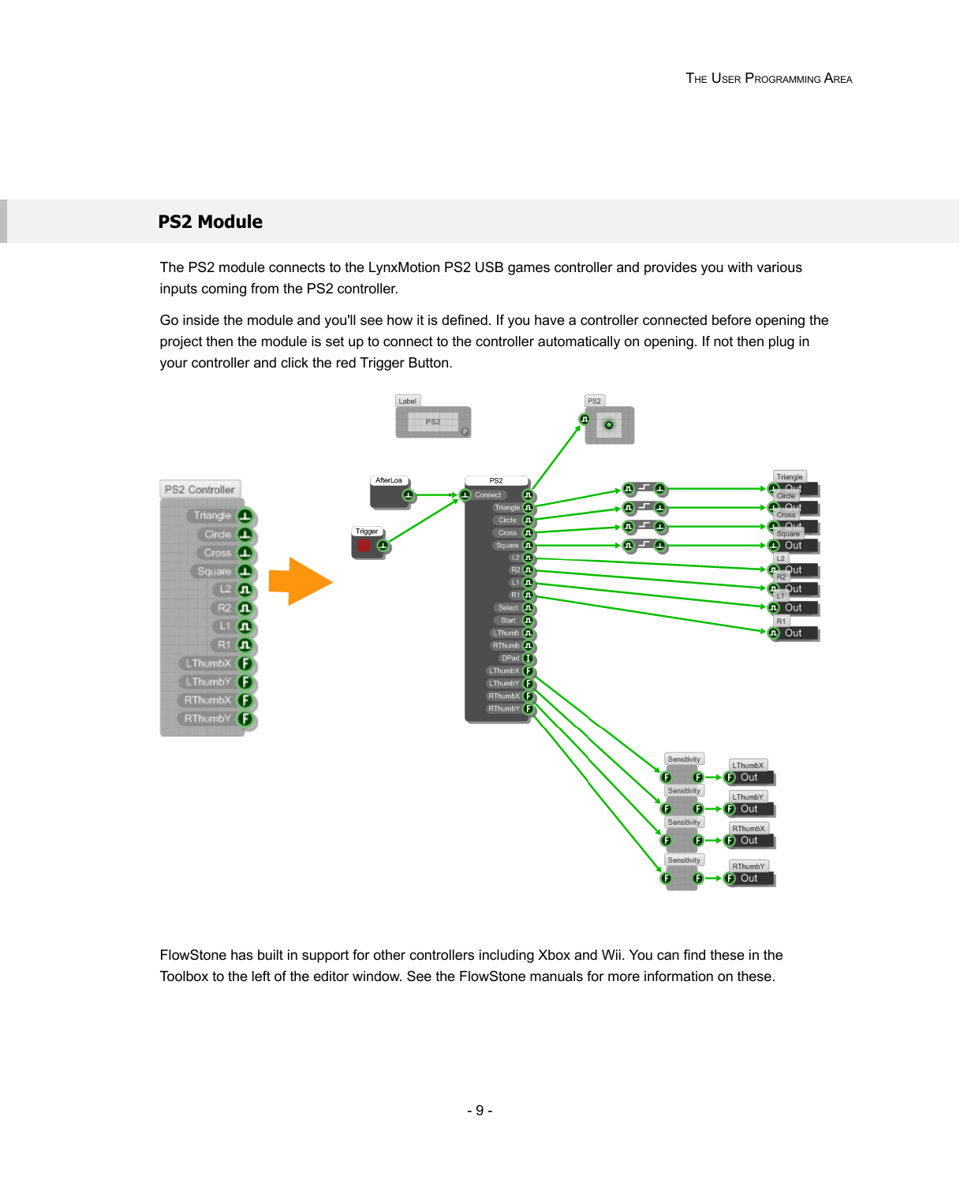## PS2 Module

The PS2 module connects to the LynxMotion PS2 USB games controller and provides you with various inputs coming from the PS2 controller.

Go inside the module and you'll see how it is defined. If you have a controller connected before opening the project then the module is set up to connect to the controller automatically on opening. If not then plug in your controller and click the red Trigger Button.

FlowStone has built in support for other controllers including Xbox and Wii. You can find these in the Toolbox to the left of the editor window. See the FlowStone manuals for more information on these.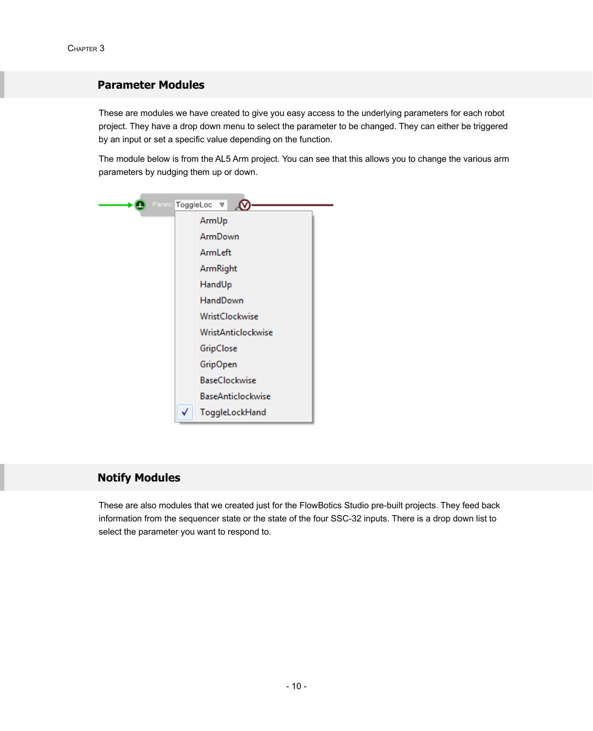## Parameter Modules

These are modules we have created to give you easy access to the underlying parameters for each robot project. They have a drop down menu to select the parameter to be changed. They can either be triggered by an input or set a specific value depending on the function.

The module below is from the AL5 Arm project. You can see that this allows you to change the various arm parameters by nudging them up or down.

## Notify Modules

These are also modules that we created just for the FlowBotics Studio pre-built projects. They feed back information from the sequencer state or the state of the four SSC-32 inputs. There is a drop down list to select the parameter you want to respond to.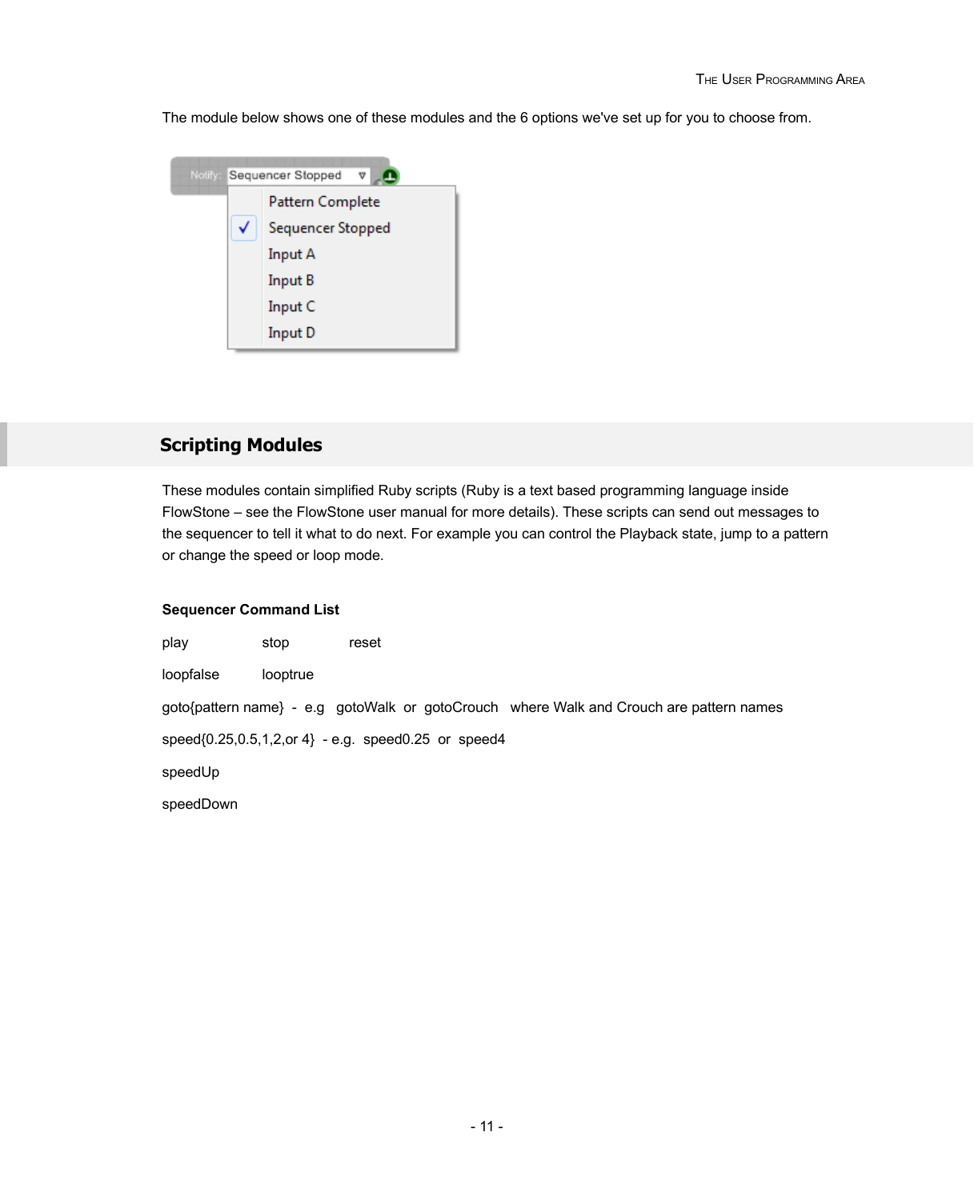The module below shows one of these modules and the 6 options we've set up for you to choose from.

## Scripting Modules

These modules contain simplified Ruby scripts (Ruby is a text based programming language inside FlowStone – see the FlowStone user manual for more details). These scripts can send out messages to the sequencer to tell it what to do next. For example you can control the Playback state, jump to a pattern or change the speed or loop mode.

**Sequencer Command List**

play stop reset

loopfalse looptrue

goto{pattern name} - e.g gotoWalk or gotoCrouch where Walk and Crouch are pattern names

speed{0.25,0.5,1,2,or 4} - e.g. speed0.25 or speed4

speedUp

speedDown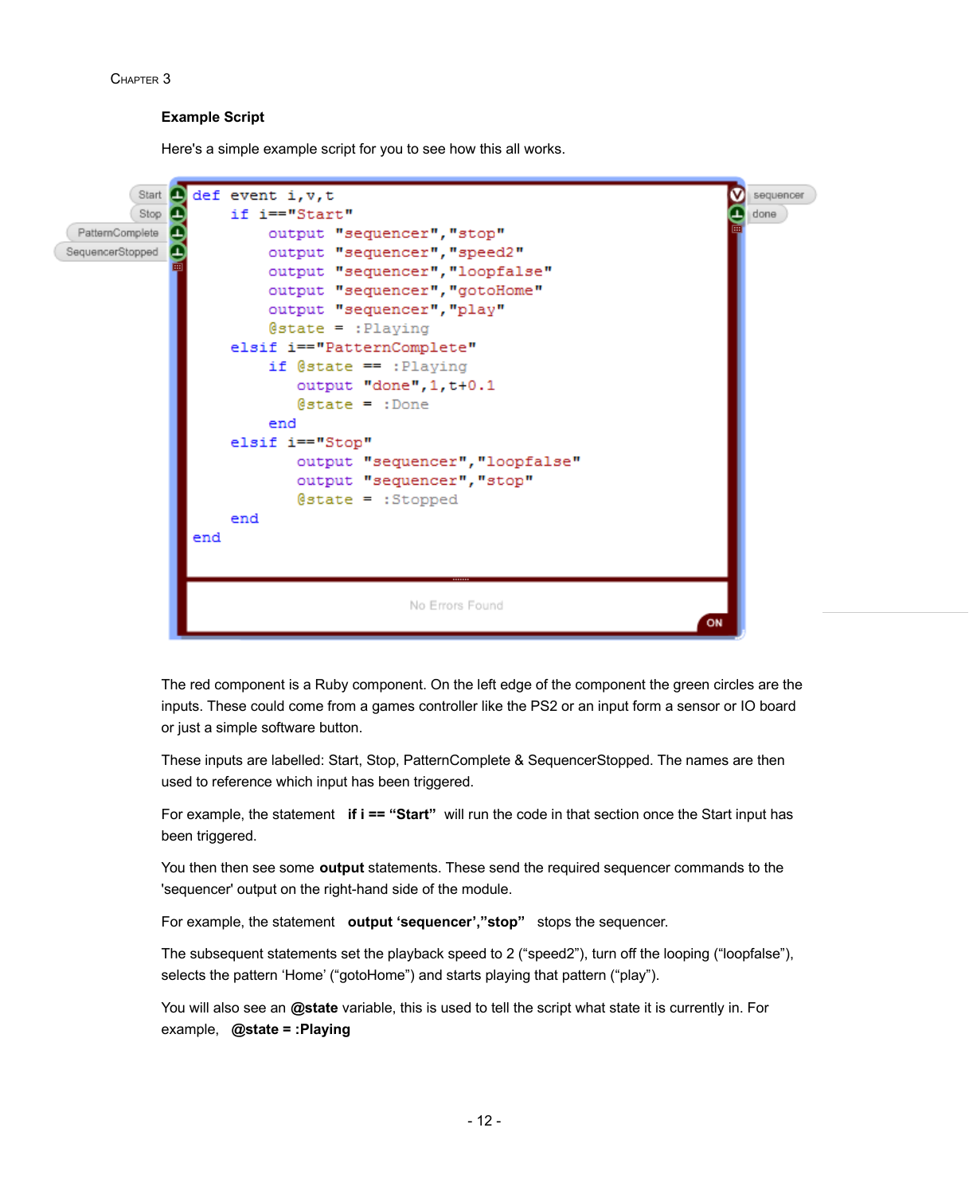### Example Script

Here's a simple example script for you to see how this all works.

```
def event i,v,t
    if i=="Start"
        output "sequencer","stop"
        output "sequencer","speed2"
        output "sequencer","loopfalse"
        output "sequencer","gotoHome"
        output "sequencer","play"
        @state = :Playing
    elsif i=="PatternComplete"
        if @state == :Playing
           output "done",1,t+0.1
           @state = :Done
        end
    elsif i=="Stop"
           output "sequencer","loopfalse"
           output "sequencer","stop"
           @state = :Stopped
    end
end
```

The red component is a Ruby component. On the left edge of the component the green circles are the inputs. These could come from a games controller like the PS2 or an input form a sensor or IO board or just a simple software button.

These inputs are labelled: Start, Stop, PatternComplete & SequencerStopped. The names are then used to reference which input has been triggered.

For example, the statement **if i == "Start"** will run the code in that section once the Start input has been triggered.

You then then see some **output** statements. These send the required sequencer commands to the 'sequencer' output on the right-hand side of the module.

For example, the statement **output 'sequencer',"stop"** stops the sequencer.

The subsequent statements set the playback speed to 2 ("speed2"), turn off the looping ("loopfalse"), selects the pattern 'Home' ("gotoHome") and starts playing that pattern ("play").

You will also see an **@state** variable, this is used to tell the script what state it is currently in. For example, **@state = :Playing**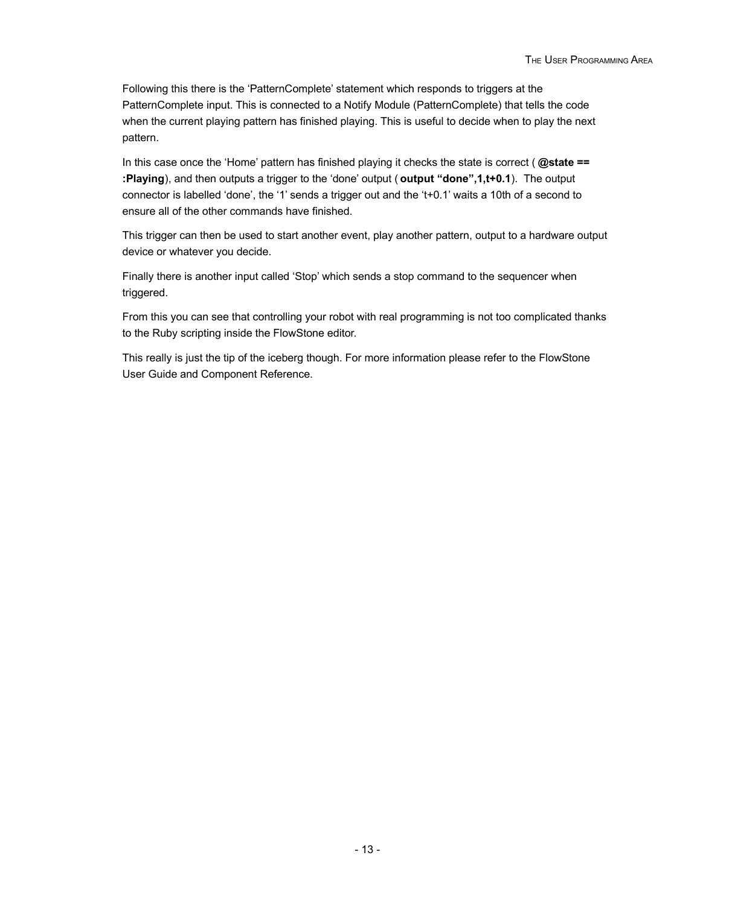Following this there is the 'PatternComplete' statement which responds to triggers at the PatternComplete input. This is connected to a Notify Module (PatternComplete) that tells the code when the current playing pattern has finished playing. This is useful to decide when to play the next pattern.

In this case once the 'Home' pattern has finished playing it checks the state is correct ( **@state == :Playing**), and then outputs a trigger to the 'done' output ( **output "done",1,t+0.1**). The output connector is labelled 'done', the '1' sends a trigger out and the 't+0.1' waits a 10th of a second to ensure all of the other commands have finished.

This trigger can then be used to start another event, play another pattern, output to a hardware output device or whatever you decide.

Finally there is another input called 'Stop' which sends a stop command to the sequencer when triggered.

From this you can see that controlling your robot with real programming is not too complicated thanks to the Ruby scripting inside the FlowStone editor.

This really is just the tip of the iceberg though. For more information please refer to the FlowStone User Guide and Component Reference.